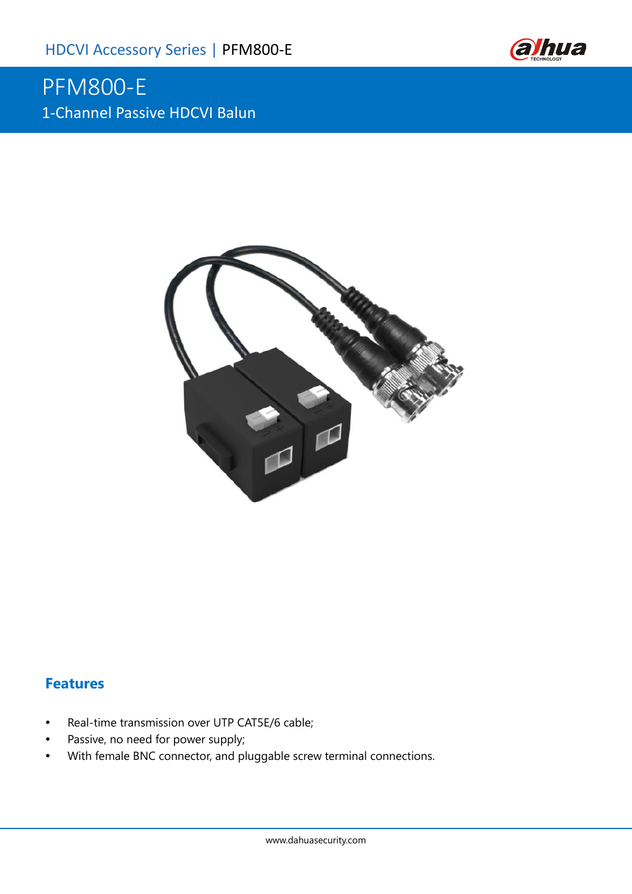# PFM800-E

1-Channel Passive HDCVI Balun

## Features

- Real-time transmission over UTP CAT5E/6 cable;
- Passive, no need for power supply;
- With female BNC connector, and pluggable screw terminal connections.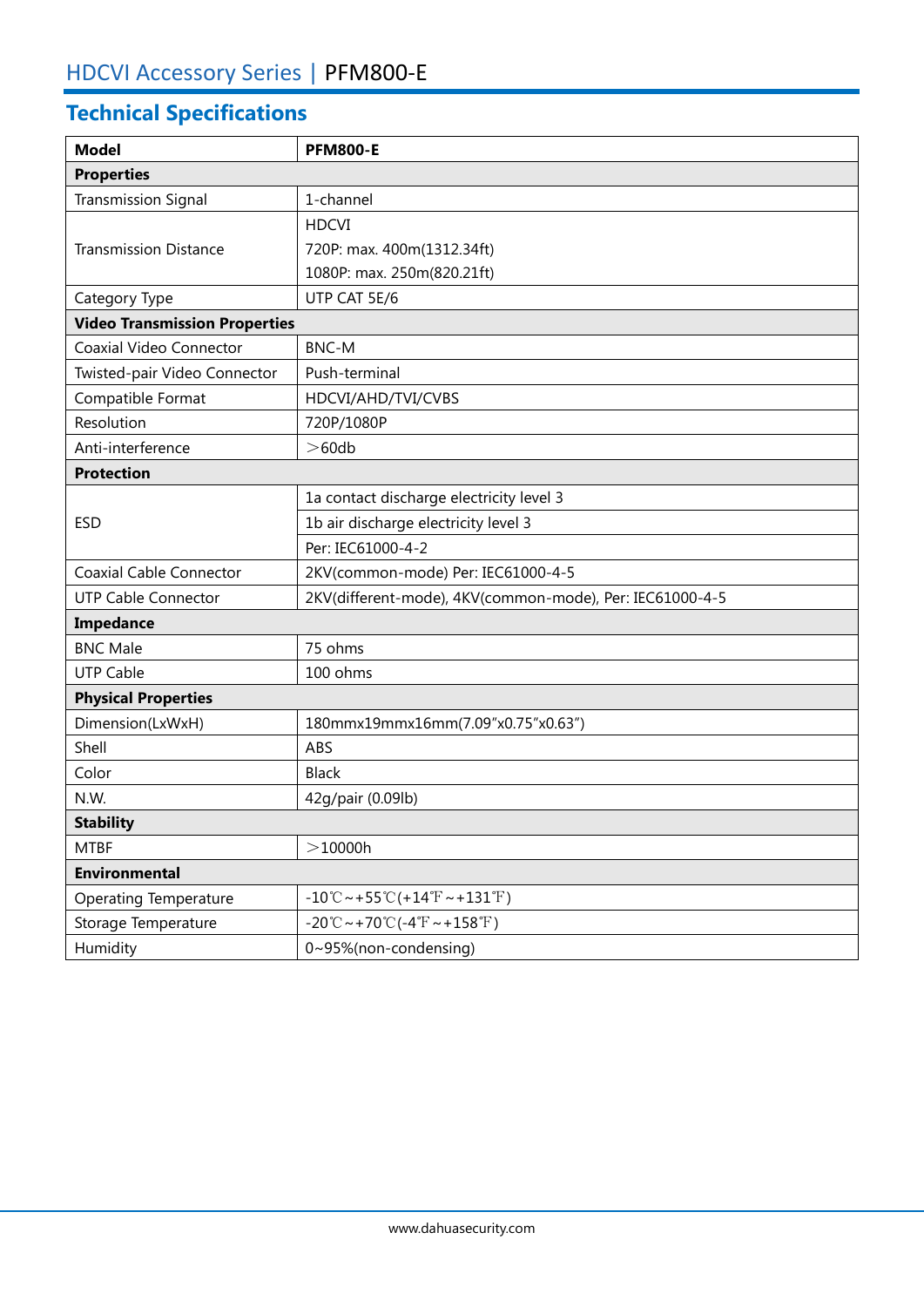# HDCVI Accessory Series | PFM800-E

## Technical Specifications

| Model | PFM800-E |
|---|---|
| **Properties** | |
| Transmission Signal | 1-channel |
| Transmission Distance | HDCVI<br>720P: max. 400m(1312.34ft)<br>1080P: max. 250m(820.21ft) |
| Category Type | UTP CAT 5E/6 |
| **Video Transmission Properties** | |
| Coaxial Video Connector | BNC-M |
| Twisted-pair Video Connector | Push-terminal |
| Compatible Format | HDCVI/AHD/TVI/CVBS |
| Resolution | 720P/1080P |
| Anti-interference | ＞60db |
| **Protection** | |
| ESD | 1a contact discharge electricity level 3 |
| | 1b air discharge electricity level 3 |
| | Per: IEC61000-4-2 |
| Coaxial Cable Connector | 2KV(common-mode) Per: IEC61000-4-5 |
| UTP Cable Connector | 2KV(different-mode), 4KV(common-mode), Per: IEC61000-4-5 |
| **Impedance** | |
| BNC Male | 75 ohms |
| UTP Cable | 100 ohms |
| **Physical Properties** | |
| Dimension(LxWxH) | 180mmx19mmx16mm(7.09"x0.75"x0.63") |
| Shell | ABS |
| Color | Black |
| N.W. | 42g/pair (0.09lb) |
| **Stability** | |
| MTBF | ＞10000h |
| **Environmental** | |
| Operating Temperature | -10℃~+55℃(+14℉~+131℉) |
| Storage Temperature | -20℃~+70℃(-4℉~+158℉) |
| Humidity | 0~95%(non-condensing) |

www.dahuasecurity.com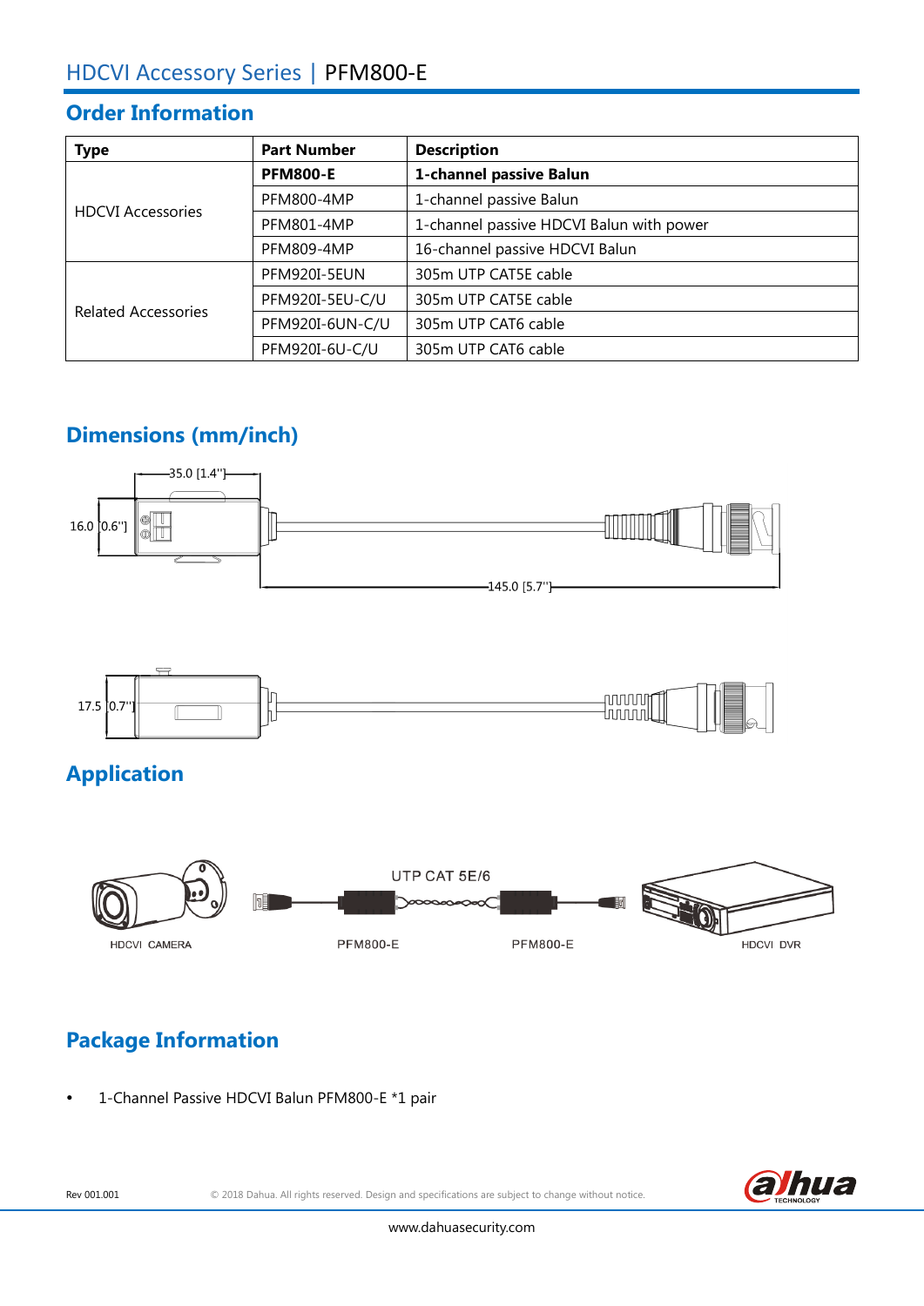## Order Information

| Type | Part Number | Description |
|---|---|---|
| HDCVI Accessories | **PFM800-E** | **1-channel passive Balun** |
| | PFM800-4MP | 1-channel passive Balun |
| | PFM801-4MP | 1-channel passive HDCVI Balun with power |
| | PFM809-4MP | 16-channel passive HDCVI Balun |
| Related Accessories | PFM920I-5EUN | 305m UTP CAT5E cable |
| | PFM920I-5EU-C/U | 305m UTP CAT5E cable |
| | PFM920I-6UN-C/U | 305m UTP CAT6 cable |
| | PFM920I-6U-C/U | 305m UTP CAT6 cable |

## Dimensions (mm/inch)

35.0 [1.4'']
16.0 [0.6'']
145.0 [5.7'']
17.5 [0.7'']

## Application

UTP CAT 5E/6
HDCVI CAMERA
PFM800-E
PFM800-E
HDCVI DVR

## Package Information

- 1-Channel Passive HDCVI Balun PFM800-E *1 pair

Rev 001.001

© 2018 Dahua. All rights reserved. Design and specifications are subject to change without notice.

www.dahuasecurity.com